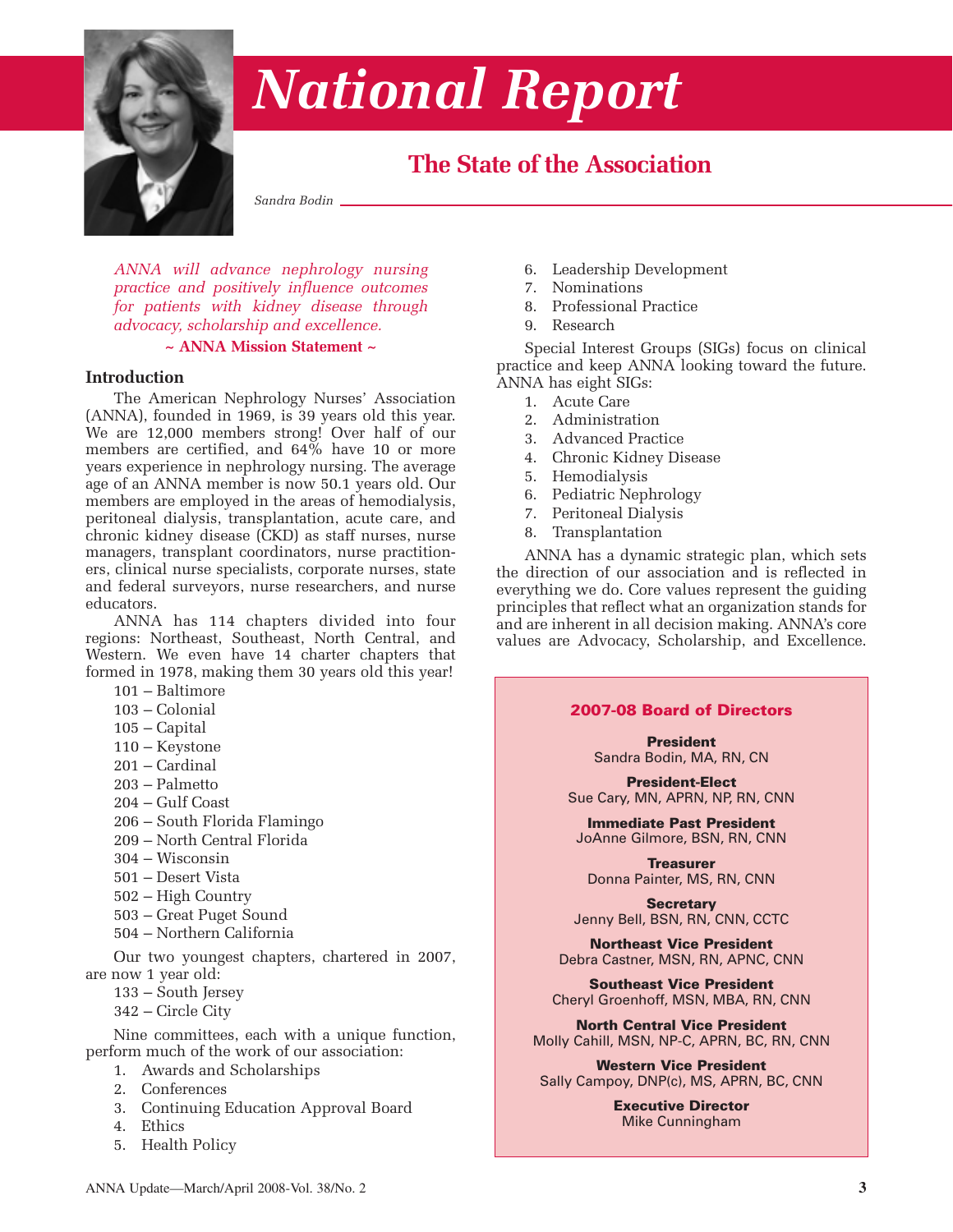// ... existing code ...
# National Report

## The State of the Association

*Sandra Bodin*

*ANNA will advance nephrology nursing practice and positively influence outcomes for patients with kidney disease through advocacy, scholarship and excellence.*

**~ ANNA Mission Statement ~**

### Introduction

The American Nephrology Nurses' Association (ANNA), founded in 1969, is 39 years old this year. We are 12,000 members strong! Over half of our members are certified, and 64% have 10 or more years experience in nephrology nursing. The average age of an ANNA member is now 50.1 years old. Our members are employed in the areas of hemodialysis, peritoneal dialysis, transplantation, acute care, and chronic kidney disease (CKD) as staff nurses, nurse managers, transplant coordinators, nurse practitioners, clinical nurse specialists, corporate nurses, state and federal surveyors, nurse researchers, and nurse educators.

ANNA has 114 chapters divided into four regions: Northeast, Southeast, North Central, and Western. We even have 14 charter chapters that formed in 1978, making them 30 years old this year!

101 – Baltimore
103 – Colonial
105 – Capital
110 – Keystone
201 – Cardinal
203 – Palmetto
204 – Gulf Coast
206 – South Florida Flamingo
209 – North Central Florida
304 – Wisconsin
501 – Desert Vista
502 – High Country
503 – Great Puget Sound
504 – Northern California

Our two youngest chapters, chartered in 2007, are now 1 year old:

133 – South Jersey
342 – Circle City

Nine committees, each with a unique function, perform much of the work of our association:

1. Awards and Scholarships
2. Conferences
3. Continuing Education Approval Board
4. Ethics
5. Health Policy
6. Leadership Development
7. Nominations
8. Professional Practice
9. Research

Special Interest Groups (SIGs) focus on clinical practice and keep ANNA looking toward the future. ANNA has eight SIGs:

1. Acute Care
2. Administration
3. Advanced Practice
4. Chronic Kidney Disease
5. Hemodialysis
6. Pediatric Nephrology
7. Peritoneal Dialysis
8. Transplantation

ANNA has a dynamic strategic plan, which sets the direction of our association and is reflected in everything we do. Core values represent the guiding principles that reflect what an organization stands for and are inherent in all decision making. ANNA's core values are Advocacy, Scholarship, and Excellence.

**2007-08 Board of Directors**

**President**
Sandra Bodin, MA, RN, CN

**President-Elect**
Sue Cary, MN, APRN, NP, RN, CNN

**Immediate Past President**
JoAnne Gilmore, BSN, RN, CNN

**Treasurer**
Donna Painter, MS, RN, CNN

**Secretary**
Jenny Bell, BSN, RN, CNN, CCTC

**Northeast Vice President**
Debra Castner, MSN, RN, APNC, CNN

**Southeast Vice President**
Cheryl Groenhoff, MSN, MBA, RN, CNN

**North Central Vice President**
Molly Cahill, MSN, NP-C, APRN, BC, RN, CNN

**Western Vice President**
Sally Campoy, DNP(c), MS, APRN, BC, CNN

**Executive Director**
Mike Cunningham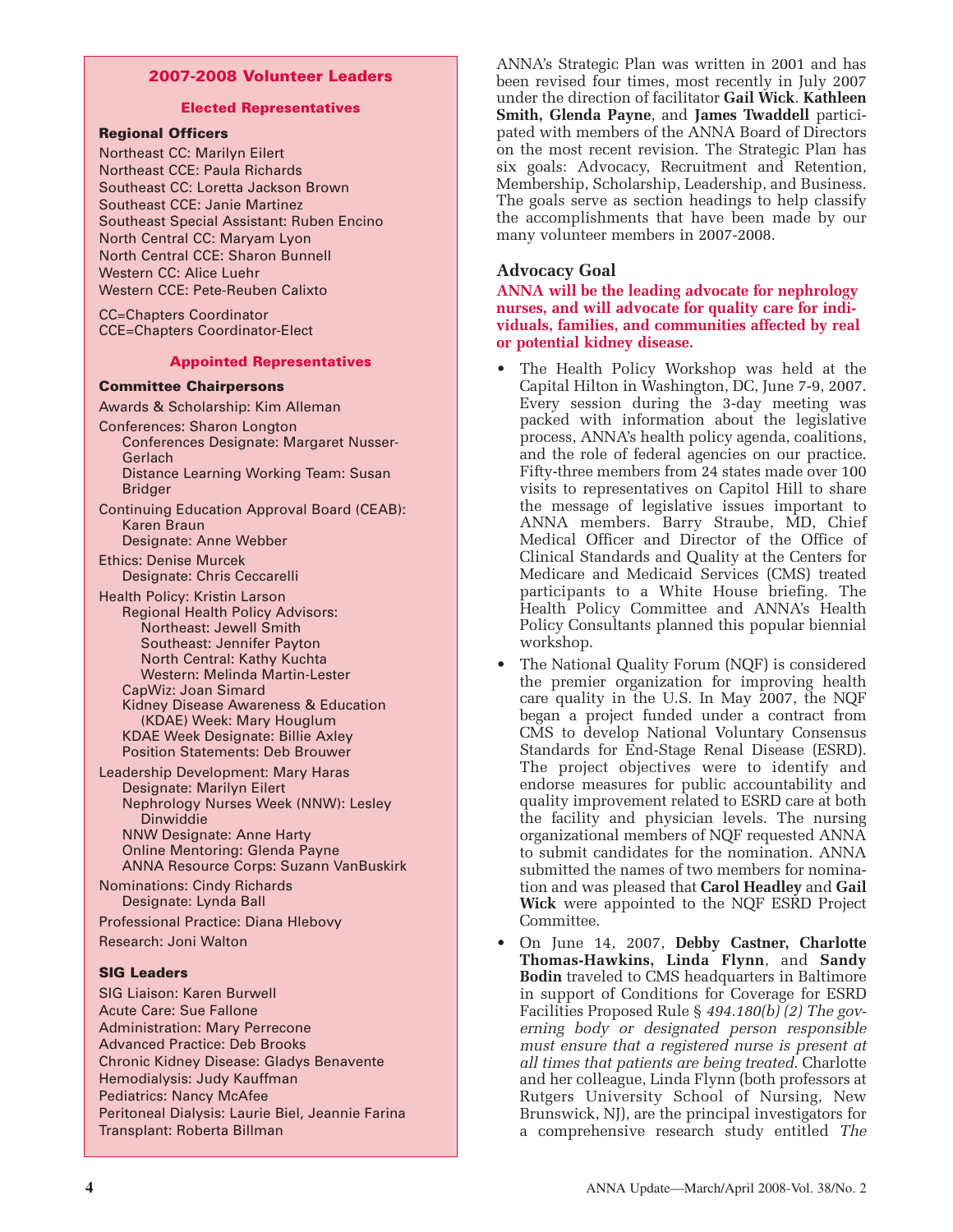## 2007-2008 Volunteer Leaders

### Elected Representatives

**Regional Officers**

Northeast CC: Marilyn Eilert
Northeast CCE: Paula Richards
Southeast CC: Loretta Jackson Brown
Southeast CCE: Janie Martinez
Southeast Special Assistant: Ruben Encino
North Central CC: Maryam Lyon
North Central CCE: Sharon Bunnell
Western CC: Alice Luehr
Western CCE: Pete-Reuben Calixto

CC=Chapters Coordinator
CCE=Chapters Coordinator-Elect

### Appointed Representatives

**Committee Chairpersons**

Awards & Scholarship: Kim Alleman

Conferences: Sharon Longton
- Conferences Designate: Margaret Nusser-Gerlach
- Distance Learning Working Team: Susan Bridger

Continuing Education Approval Board (CEAB): Karen Braun
- Designate: Anne Webber

Ethics: Denise Murcek
- Designate: Chris Ceccarelli

Health Policy: Kristin Larson
- Regional Health Policy Advisors:
  - Northeast: Jewell Smith
  - Southeast: Jennifer Payton
  - North Central: Kathy Kuchta
  - Western: Melinda Martin-Lester
- CapWiz: Joan Simard
- Kidney Disease Awareness & Education (KDAE) Week: Mary Houglum
- KDAE Week Designate: Billie Axley
- Position Statements: Deb Brouwer

Leadership Development: Mary Haras
- Designate: Marilyn Eilert
- Nephrology Nurses Week (NNW): Lesley Dinwiddie
- NNW Designate: Anne Harty
- Online Mentoring: Glenda Payne
- ANNA Resource Corps: Suzann VanBuskirk

Nominations: Cindy Richards
- Designate: Lynda Ball

Professional Practice: Diana Hlebovy

Research: Joni Walton

**SIG Leaders**

SIG Liaison: Karen Burwell
Acute Care: Sue Fallone
Administration: Mary Perrecone
Advanced Practice: Deb Brooks
Chronic Kidney Disease: Gladys Benavente
Hemodialysis: Judy Kauffman
Pediatrics: Nancy McAfee
Peritoneal Dialysis: Laurie Biel, Jeannie Farina
Transplant: Roberta Billman

ANNA's Strategic Plan was written in 2001 and has been revised four times, most recently in July 2007 under the direction of facilitator **Gail Wick**. **Kathleen Smith, Glenda Payne**, and **James Twaddell** participated with members of the ANNA Board of Directors on the most recent revision. The Strategic Plan has six goals: Advocacy, Recruitment and Retention, Membership, Scholarship, Leadership, and Business. The goals serve as section headings to help classify the accomplishments that have been made by our many volunteer members in 2007-2008.

## Advocacy Goal

**ANNA will be the leading advocate for nephrology nurses, and will advocate for quality care for individuals, families, and communities affected by real or potential kidney disease.**

- The Health Policy Workshop was held at the Capital Hilton in Washington, DC, June 7-9, 2007. Every session during the 3-day meeting was packed with information about the legislative process, ANNA's health policy agenda, coalitions, and the role of federal agencies on our practice. Fifty-three members from 24 states made over 100 visits to representatives on Capitol Hill to share the message of legislative issues important to ANNA members. Barry Straube, MD, Chief Medical Officer and Director of the Office of Clinical Standards and Quality at the Centers for Medicare and Medicaid Services (CMS) treated participants to a White House briefing. The Health Policy Committee and ANNA's Health Policy Consultants planned this popular biennial workshop.
- The National Quality Forum (NQF) is considered the premier organization for improving health care quality in the U.S. In May 2007, the NQF began a project funded under a contract from CMS to develop National Voluntary Consensus Standards for End-Stage Renal Disease (ESRD). The project objectives were to identify and endorse measures for public accountability and quality improvement related to ESRD care at both the facility and physician levels. The nursing organizational members of NQF requested ANNA to submit candidates for the nomination. ANNA submitted the names of two members for nomination and was pleased that **Carol Headley** and **Gail Wick** were appointed to the NQF ESRD Project Committee.
- On June 14, 2007, **Debby Castner, Charlotte Thomas-Hawkins, Linda Flynn**, and **Sandy Bodin** traveled to CMS headquarters in Baltimore in support of Conditions for Coverage for ESRD Facilities Proposed Rule § *494.180(b) (2) The governing body or designated person responsible must ensure that a registered nurse is present at all times that patients are being treated.* Charlotte and her colleague, Linda Flynn (both professors at Rutgers University School of Nursing, New Brunswick, NJ), are the principal investigators for a comprehensive research study entitled *The*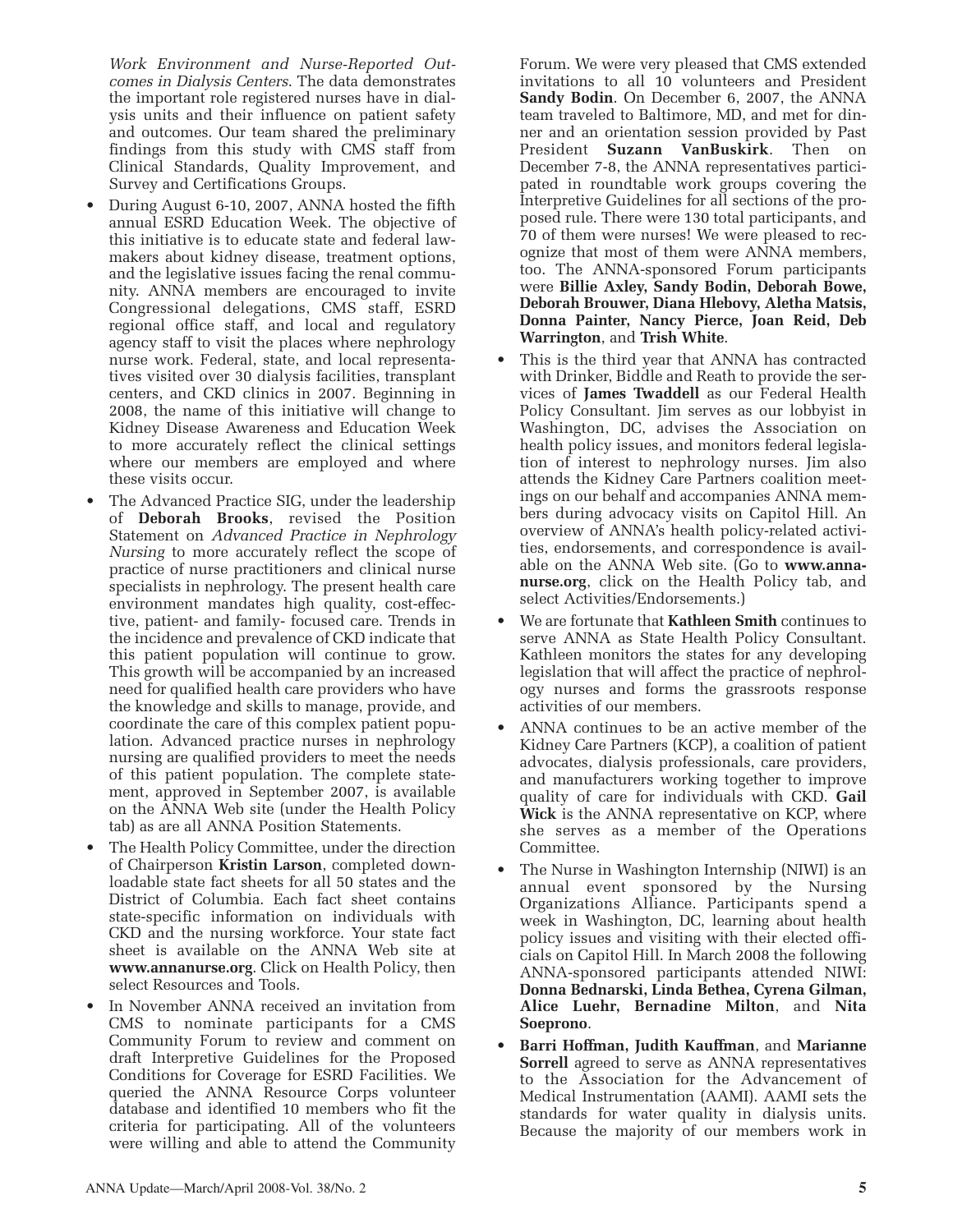*Work Environment and Nurse-Reported Outcomes in Dialysis Centers*. The data demonstrates the important role registered nurses have in dialysis units and their influence on patient safety and outcomes. Our team shared the preliminary findings from this study with CMS staff from Clinical Standards, Quality Improvement, and Survey and Certifications Groups.

- During August 6-10, 2007, ANNA hosted the fifth annual ESRD Education Week. The objective of this initiative is to educate state and federal lawmakers about kidney disease, treatment options, and the legislative issues facing the renal community. ANNA members are encouraged to invite Congressional delegations, CMS staff, ESRD regional office staff, and local and regulatory agency staff to visit the places where nephrology nurse work. Federal, state, and local representatives visited over 30 dialysis facilities, transplant centers, and CKD clinics in 2007. Beginning in 2008, the name of this initiative will change to Kidney Disease Awareness and Education Week to more accurately reflect the clinical settings where our members are employed and where these visits occur.
- The Advanced Practice SIG, under the leadership of **Deborah Brooks**, revised the Position Statement on *Advanced Practice in Nephrology Nursing* to more accurately reflect the scope of practice of nurse practitioners and clinical nurse specialists in nephrology. The present health care environment mandates high quality, cost-effective, patient- and family- focused care. Trends in the incidence and prevalence of CKD indicate that this patient population will continue to grow. This growth will be accompanied by an increased need for qualified health care providers who have the knowledge and skills to manage, provide, and coordinate the care of this complex patient population. Advanced practice nurses in nephrology nursing are qualified providers to meet the needs of this patient population. The complete statement, approved in September 2007, is available on the ANNA Web site (under the Health Policy tab) as are all ANNA Position Statements.
- The Health Policy Committee, under the direction of Chairperson **Kristin Larson**, completed downloadable state fact sheets for all 50 states and the District of Columbia. Each fact sheet contains state-specific information on individuals with CKD and the nursing workforce. Your state fact sheet is available on the ANNA Web site at **www.annanurse.org**. Click on Health Policy, then select Resources and Tools.
- In November ANNA received an invitation from CMS to nominate participants for a CMS Community Forum to review and comment on draft Interpretive Guidelines for the Proposed Conditions for Coverage for ESRD Facilities. We queried the ANNA Resource Corps volunteer database and identified 10 members who fit the criteria for participating. All of the volunteers were willing and able to attend the Community Forum. We were very pleased that CMS extended invitations to all 10 volunteers and President **Sandy Bodin**. On December 6, 2007, the ANNA team traveled to Baltimore, MD, and met for dinner and an orientation session provided by Past President **Suzann VanBuskirk**. Then on December 7-8, the ANNA representatives participated in roundtable work groups covering the Interpretive Guidelines for all sections of the proposed rule. There were 130 total participants, and 70 of them were nurses! We were pleased to recognize that most of them were ANNA members, too. The ANNA-sponsored Forum participants were **Billie Axley, Sandy Bodin, Deborah Bowe, Deborah Brouwer, Diana Hlebovy, Aletha Matsis, Donna Painter, Nancy Pierce, Joan Reid, Deb Warrington**, and **Trish White**.
- This is the third year that ANNA has contracted with Drinker, Biddle and Reath to provide the services of **James Twaddell** as our Federal Health Policy Consultant. Jim serves as our lobbyist in Washington, DC, advises the Association on health policy issues, and monitors federal legislation of interest to nephrology nurses. Jim also attends the Kidney Care Partners coalition meetings on our behalf and accompanies ANNA members during advocacy visits on Capitol Hill. An overview of ANNA's health policy-related activities, endorsements, and correspondence is available on the ANNA Web site. (Go to **www.annanurse.org**, click on the Health Policy tab, and select Activities/Endorsements.)
- We are fortunate that **Kathleen Smith** continues to serve ANNA as State Health Policy Consultant. Kathleen monitors the states for any developing legislation that will affect the practice of nephrology nurses and forms the grassroots response activities of our members.
- ANNA continues to be an active member of the Kidney Care Partners (KCP), a coalition of patient advocates, dialysis professionals, care providers, and manufacturers working together to improve quality of care for individuals with CKD. **Gail Wick** is the ANNA representative on KCP, where she serves as a member of the Operations Committee.
- The Nurse in Washington Internship (NIWI) is an annual event sponsored by the Nursing Organizations Alliance. Participants spend a week in Washington, DC, learning about health policy issues and visiting with their elected officials on Capitol Hill. In March 2008 the following ANNA-sponsored participants attended NIWI: **Donna Bednarski, Linda Bethea, Cyrena Gilman, Alice Luehr, Bernadine Milton**, and **Nita Soeprono**.
- **Barri Hoffman, Judith Kauffman**, and **Marianne Sorrell** agreed to serve as ANNA representatives to the Association for the Advancement of Medical Instrumentation (AAMI). AAMI sets the standards for water quality in dialysis units. Because the majority of our members work in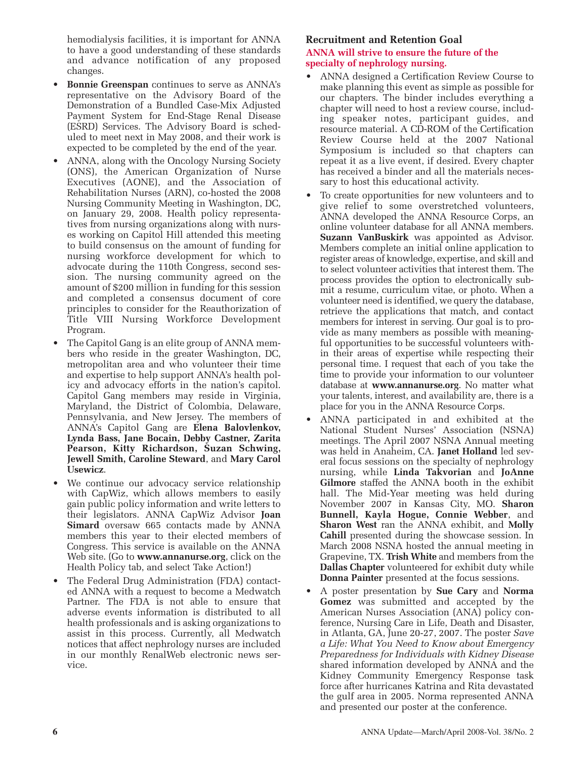hemodialysis facilities, it is important for ANNA to have a good understanding of these standards and advance notification of any proposed changes.

- **Bonnie Greenspan** continues to serve as ANNA's representative on the Advisory Board of the Demonstration of a Bundled Case-Mix Adjusted Payment System for End-Stage Renal Disease (ESRD) Services. The Advisory Board is scheduled to meet next in May 2008, and their work is expected to be completed by the end of the year.
- ANNA, along with the Oncology Nursing Society (ONS), the American Organization of Nurse Executives (AONE), and the Association of Rehabilitation Nurses (ARN), co-hosted the 2008 Nursing Community Meeting in Washington, DC, on January 29, 2008. Health policy representatives from nursing organizations along with nurses working on Capitol Hill attended this meeting to build consensus on the amount of funding for nursing workforce development for which to advocate during the 110th Congress, second session. The nursing community agreed on the amount of $200 million in funding for this session and completed a consensus document of core principles to consider for the Reauthorization of Title VIII Nursing Workforce Development Program.
- The Capitol Gang is an elite group of ANNA members who reside in the greater Washington, DC, metropolitan area and who volunteer their time and expertise to help support ANNA's health policy and advocacy efforts in the nation's capitol. Capitol Gang members may reside in Virginia, Maryland, the District of Colombia, Delaware, Pennsylvania, and New Jersey. The members of ANNA's Capitol Gang are **Elena Balovlenkov, Lynda Bass, Jane Bocain, Debby Castner, Zarita Pearson, Kitty Richardson, Suzan Schwing, Jewell Smith, Caroline Steward**, and **Mary Carol Usewicz**.
- We continue our advocacy service relationship with CapWiz, which allows members to easily gain public policy information and write letters to their legislators. ANNA CapWiz Advisor **Joan Simard** oversaw 665 contacts made by ANNA members this year to their elected members of Congress. This service is available on the ANNA Web site. (Go to **www.annanurse.org**, click on the Health Policy tab, and select Take Action!)
- The Federal Drug Administration (FDA) contacted ANNA with a request to become a Medwatch Partner. The FDA is not able to ensure that adverse events information is distributed to all health professionals and is asking organizations to assist in this process. Currently, all Medwatch notices that affect nephrology nurses are included in our monthly RenalWeb electronic news service.

### Recruitment and Retention Goal

**ANNA will strive to ensure the future of the specialty of nephrology nursing.**

- ANNA designed a Certification Review Course to make planning this event as simple as possible for our chapters. The binder includes everything a chapter will need to host a review course, including speaker notes, participant guides, and resource material. A CD-ROM of the Certification Review Course held at the 2007 National Symposium is included so that chapters can repeat it as a live event, if desired. Every chapter has received a binder and all the materials necessary to host this educational activity.
- To create opportunities for new volunteers and to give relief to some overstretched volunteers, ANNA developed the ANNA Resource Corps, an online volunteer database for all ANNA members. **Suzann VanBuskirk** was appointed as Advisor. Members complete an initial online application to register areas of knowledge, expertise, and skill and to select volunteer activities that interest them. The process provides the option to electronically submit a resume, curriculum vitae, or photo. When a volunteer need is identified, we query the database, retrieve the applications that match, and contact members for interest in serving. Our goal is to provide as many members as possible with meaningful opportunities to be successful volunteers within their areas of expertise while respecting their personal time. I request that each of you take the time to provide your information to our volunteer database at **www.annanurse.org**. No matter what your talents, interest, and availability are, there is a place for you in the ANNA Resource Corps.
- ANNA participated in and exhibited at the National Student Nurses' Association (NSNA) meetings. The April 2007 NSNA Annual meeting was held in Anaheim, CA. **Janet Holland** led several focus sessions on the specialty of nephrology nursing, while **Linda Takvorian** and **JoAnne Gilmore** staffed the ANNA booth in the exhibit hall. The Mid-Year meeting was held during November 2007 in Kansas City, MO. **Sharon Bunnell, Kayla Hogue, Connie Webber**, and **Sharon West** ran the ANNA exhibit, and **Molly Cahill** presented during the showcase session. In March 2008 NSNA hosted the annual meeting in Grapevine, TX. **Trish White** and members from the **Dallas Chapter** volunteered for exhibit duty while **Donna Painter** presented at the focus sessions.
- A poster presentation by **Sue Cary** and **Norma Gomez** was submitted and accepted by the American Nurses Association (ANA) policy conference, Nursing Care in Life, Death and Disaster, in Atlanta, GA, June 20-27, 2007. The poster *Save a Life: What You Need to Know about Emergency Preparedness for Individuals with Kidney Disease* shared information developed by ANNA and the Kidney Community Emergency Response task force after hurricanes Katrina and Rita devastated the gulf area in 2005. Norma represented ANNA and presented our poster at the conference.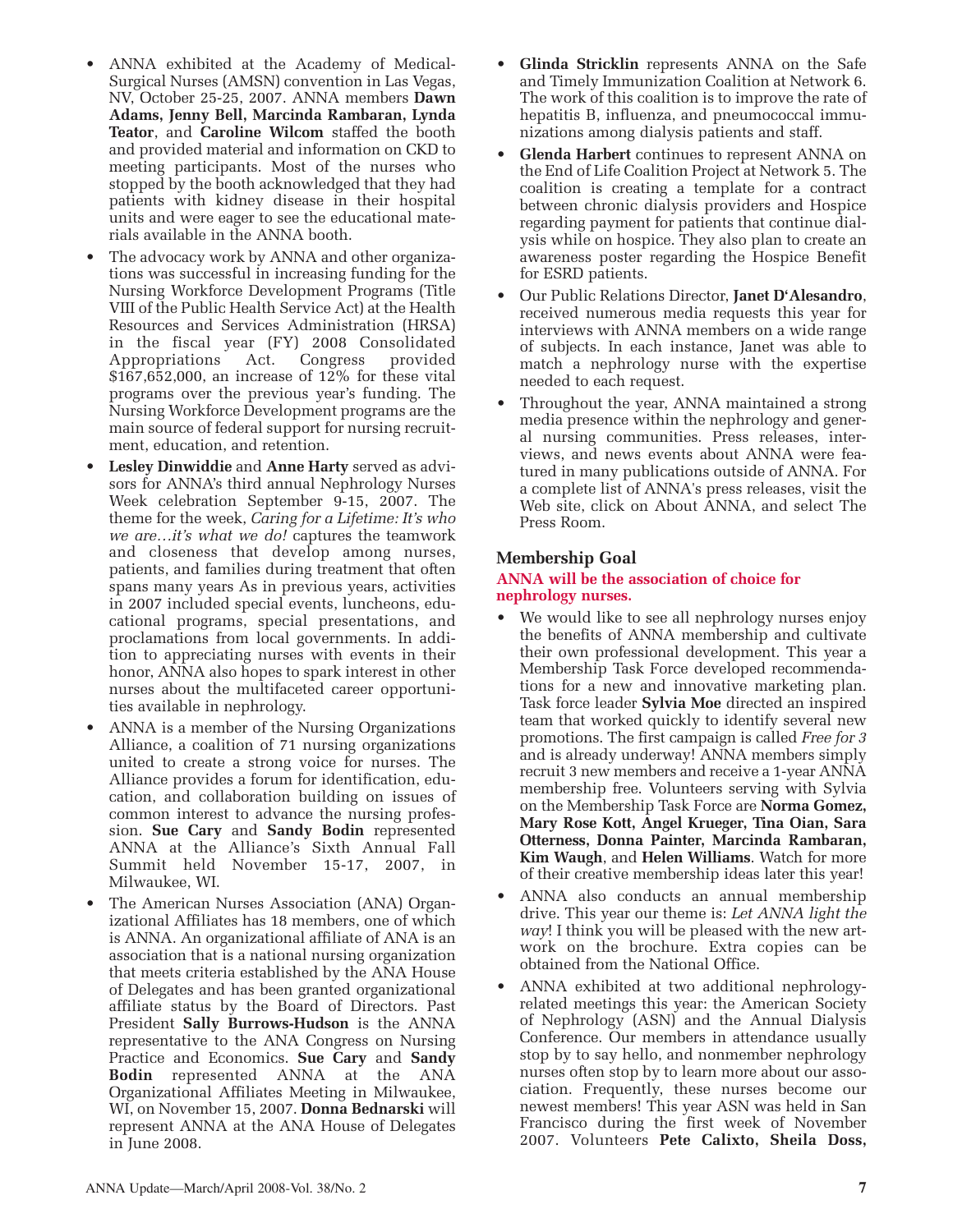- ANNA exhibited at the Academy of Medical-Surgical Nurses (AMSN) convention in Las Vegas, NV, October 25-25, 2007. ANNA members **Dawn Adams, Jenny Bell, Marcinda Rambaran, Lynda Teator**, and **Caroline Wilcom** staffed the booth and provided material and information on CKD to meeting participants. Most of the nurses who stopped by the booth acknowledged that they had patients with kidney disease in their hospital units and were eager to see the educational materials available in the ANNA booth.
- The advocacy work by ANNA and other organizations was successful in increasing funding for the Nursing Workforce Development Programs (Title VIII of the Public Health Service Act) at the Health Resources and Services Administration (HRSA) in the fiscal year (FY) 2008 Consolidated Appropriations Act. Congress provided $167,652,000, an increase of 12% for these vital programs over the previous year's funding. The Nursing Workforce Development programs are the main source of federal support for nursing recruitment, education, and retention.
- **Lesley Dinwiddie** and **Anne Harty** served as advisors for ANNA's third annual Nephrology Nurses Week celebration September 9-15, 2007. The theme for the week, *Caring for a Lifetime: It's who we are…it's what we do!* captures the teamwork and closeness that develop among nurses, patients, and families during treatment that often spans many years As in previous years, activities in 2007 included special events, luncheons, educational programs, special presentations, and proclamations from local governments. In addition to appreciating nurses with events in their honor, ANNA also hopes to spark interest in other nurses about the multifaceted career opportunities available in nephrology.
- ANNA is a member of the Nursing Organizations Alliance, a coalition of 71 nursing organizations united to create a strong voice for nurses. The Alliance provides a forum for identification, education, and collaboration building on issues of common interest to advance the nursing profession. **Sue Cary** and **Sandy Bodin** represented ANNA at the Alliance's Sixth Annual Fall Summit held November 15-17, 2007, in Milwaukee, WI.
- The American Nurses Association (ANA) Organizational Affiliates has 18 members, one of which is ANNA. An organizational affiliate of ANA is an association that is a national nursing organization that meets criteria established by the ANA House of Delegates and has been granted organizational affiliate status by the Board of Directors. Past President **Sally Burrows-Hudson** is the ANNA representative to the ANA Congress on Nursing Practice and Economics. **Sue Cary** and **Sandy Bodin** represented ANNA at the ANA Organizational Affiliates Meeting in Milwaukee, WI, on November 15, 2007. **Donna Bednarski** will represent ANNA at the ANA House of Delegates in June 2008.
- **Glinda Stricklin** represents ANNA on the Safe and Timely Immunization Coalition at Network 6. The work of this coalition is to improve the rate of hepatitis B, influenza, and pneumococcal immunizations among dialysis patients and staff.
- **Glenda Harbert** continues to represent ANNA on the End of Life Coalition Project at Network 5. The coalition is creating a template for a contract between chronic dialysis providers and Hospice regarding payment for patients that continue dialysis while on hospice. They also plan to create an awareness poster regarding the Hospice Benefit for ESRD patients.
- Our Public Relations Director, **Janet D'Alesandro**, received numerous media requests this year for interviews with ANNA members on a wide range of subjects. In each instance, Janet was able to match a nephrology nurse with the expertise needed to each request.
- Throughout the year, ANNA maintained a strong media presence within the nephrology and general nursing communities. Press releases, interviews, and news events about ANNA were featured in many publications outside of ANNA. For a complete list of ANNA's press releases, visit the Web site, click on About ANNA, and select The Press Room.

### Membership Goal

**ANNA will be the association of choice for nephrology nurses.**

- We would like to see all nephrology nurses enjoy the benefits of ANNA membership and cultivate their own professional development. This year a Membership Task Force developed recommendations for a new and innovative marketing plan. Task force leader **Sylvia Moe** directed an inspired team that worked quickly to identify several new promotions. The first campaign is called *Free for 3* and is already underway! ANNA members simply recruit 3 new members and receive a 1-year ANNA membership free. Volunteers serving with Sylvia on the Membership Task Force are **Norma Gomez, Mary Rose Kott, Angel Krueger, Tina Oian, Sara Otterness, Donna Painter, Marcinda Rambaran, Kim Waugh**, and **Helen Williams**. Watch for more of their creative membership ideas later this year!
- ANNA also conducts an annual membership drive. This year our theme is: *Let ANNA light the way*! I think you will be pleased with the new artwork on the brochure. Extra copies can be obtained from the National Office.
- ANNA exhibited at two additional nephrology-related meetings this year: the American Society of Nephrology (ASN) and the Annual Dialysis Conference. Our members in attendance usually stop by to say hello, and nonmember nephrology nurses often stop by to learn more about our association. Frequently, these nurses become our newest members! This year ASN was held in San Francisco during the first week of November 2007. Volunteers **Pete Calixto, Sheila Doss,**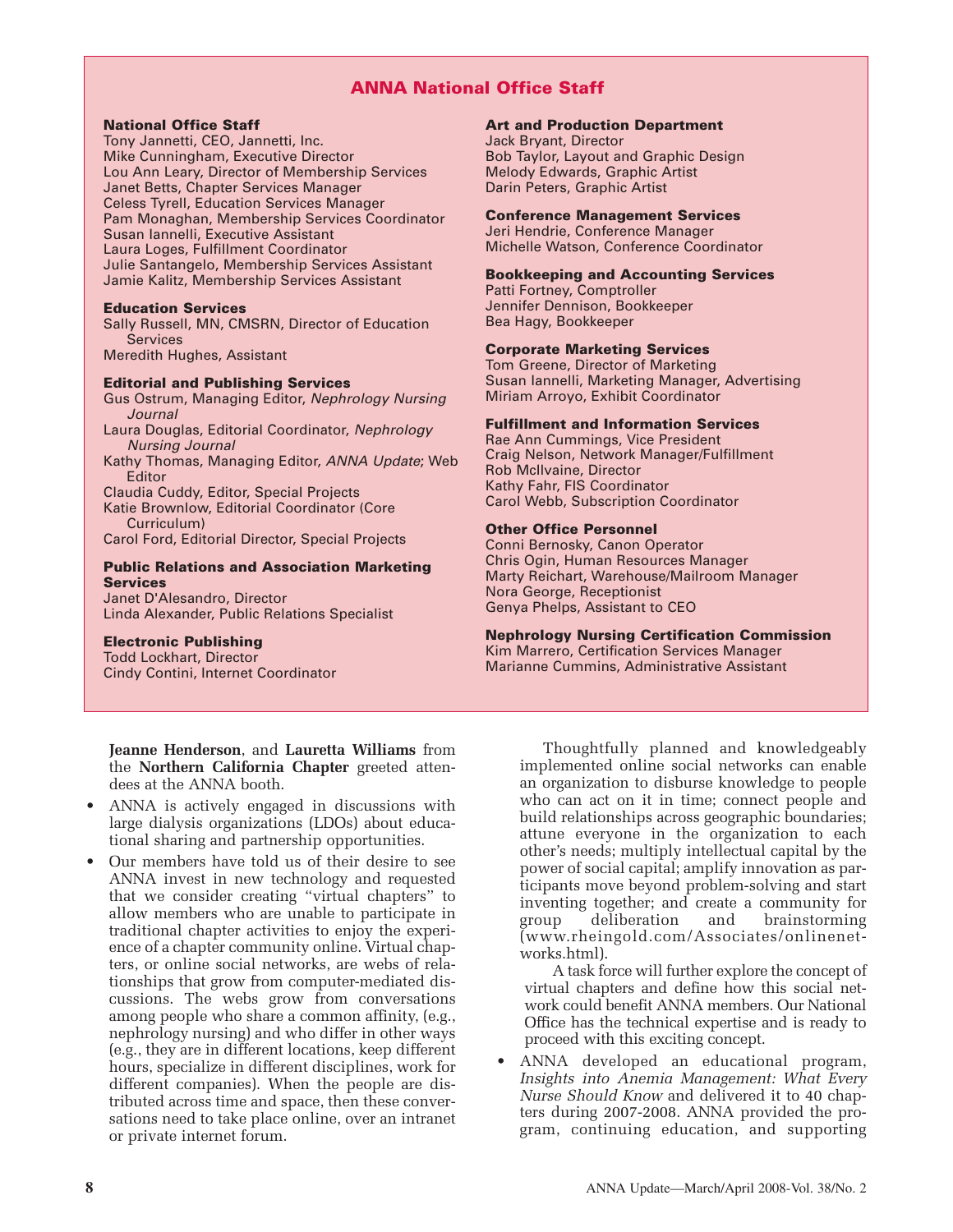## ANNA National Office Staff

**National Office Staff**
Tony Jannetti, CEO, Jannetti, Inc.
Mike Cunningham, Executive Director
Lou Ann Leary, Director of Membership Services
Janet Betts, Chapter Services Manager
Celess Tyrell, Education Services Manager
Pam Monaghan, Membership Services Coordinator
Susan Iannelli, Executive Assistant
Laura Loges, Fulfillment Coordinator
Julie Santangelo, Membership Services Assistant
Jamie Kalitz, Membership Services Assistant

**Education Services**
Sally Russell, MN, CMSRN, Director of Education Services
Meredith Hughes, Assistant

**Editorial and Publishing Services**
Gus Ostrum, Managing Editor, *Nephrology Nursing Journal*
Laura Douglas, Editorial Coordinator, *Nephrology Nursing Journal*
Kathy Thomas, Managing Editor, *ANNA Update*; Web Editor
Claudia Cuddy, Editor, Special Projects
Katie Brownlow, Editorial Coordinator (Core Curriculum)
Carol Ford, Editorial Director, Special Projects

**Public Relations and Association Marketing Services**
Janet D'Alesandro, Director
Linda Alexander, Public Relations Specialist

**Electronic Publishing**
Todd Lockhart, Director
Cindy Contini, Internet Coordinator

**Art and Production Department**
Jack Bryant, Director
Bob Taylor, Layout and Graphic Design
Melody Edwards, Graphic Artist
Darin Peters, Graphic Artist

**Conference Management Services**
Jeri Hendrie, Conference Manager
Michelle Watson, Conference Coordinator

**Bookkeeping and Accounting Services**
Patti Fortney, Comptroller
Jennifer Dennison, Bookkeeper
Bea Hagy, Bookkeeper

**Corporate Marketing Services**
Tom Greene, Director of Marketing
Susan Iannelli, Marketing Manager, Advertising
Miriam Arroyo, Exhibit Coordinator

**Fulfillment and Information Services**
Rae Ann Cummings, Vice President
Craig Nelson, Network Manager/Fulfillment
Rob McIlvaine, Director
Kathy Fahr, FIS Coordinator
Carol Webb, Subscription Coordinator

**Other Office Personnel**
Conni Bernosky, Canon Operator
Chris Ogin, Human Resources Manager
Marty Reichart, Warehouse/Mailroom Manager
Nora George, Receptionist
Genya Phelps, Assistant to CEO

**Nephrology Nursing Certification Commission**
Kim Marrero, Certification Services Manager
Marianne Cummins, Administrative Assistant

**Jeanne Henderson**, and **Lauretta Williams** from the **Northern California Chapter** greeted attendees at the ANNA booth.

- ANNA is actively engaged in discussions with large dialysis organizations (LDOs) about educational sharing and partnership opportunities.
- Our members have told us of their desire to see ANNA invest in new technology and requested that we consider creating "virtual chapters" to allow members who are unable to participate in traditional chapter activities to enjoy the experience of a chapter community online. Virtual chapters, or online social networks, are webs of relationships that grow from computer-mediated discussions. The webs grow from conversations among people who share a common affinity, (e.g., nephrology nursing) and who differ in other ways (e.g., they are in different locations, keep different hours, specialize in different disciplines, work for different companies). When the people are distributed across time and space, then these conversations need to take place online, over an intranet or private internet forum.

  Thoughtfully planned and knowledgeably implemented online social networks can enable an organization to disburse knowledge to people who can act on it in time; connect people and build relationships across geographic boundaries; attune everyone in the organization to each other's needs; multiply intellectual capital by the power of social capital; amplify innovation as participants move beyond problem-solving and start inventing together; and create a community for group deliberation and brainstorming (www.rheingold.com/Associates/onlinenetworks.html).

  A task force will further explore the concept of virtual chapters and define how this social network could benefit ANNA members. Our National Office has the technical expertise and is ready to proceed with this exciting concept.
- ANNA developed an educational program, *Insights into Anemia Management: What Every Nurse Should Know* and delivered it to 40 chapters during 2007-2008. ANNA provided the program, continuing education, and supporting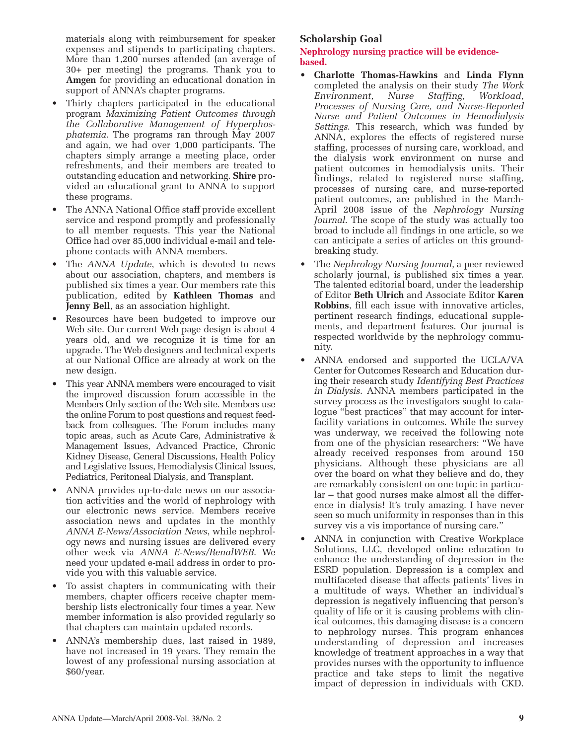materials along with reimbursement for speaker expenses and stipends to participating chapters. More than 1,200 nurses attended (an average of 30+ per meeting) the programs. Thank you to **Amgen** for providing an educational donation in support of ANNA's chapter programs.

- Thirty chapters participated in the educational program *Maximizing Patient Outcomes through the Collaborative Management of Hyperphosphatemia*. The programs ran through May 2007 and again, we had over 1,000 participants. The chapters simply arrange a meeting place, order refreshments, and their members are treated to outstanding education and networking. **Shire** provided an educational grant to ANNA to support these programs.
- The ANNA National Office staff provide excellent service and respond promptly and professionally to all member requests. This year the National Office had over 85,000 individual e-mail and telephone contacts with ANNA members.
- The *ANNA Update*, which is devoted to news about our association, chapters, and members is published six times a year. Our members rate this publication, edited by **Kathleen Thomas** and **Jenny Bell**, as an association highlight.
- Resources have been budgeted to improve our Web site. Our current Web page design is about 4 years old, and we recognize it is time for an upgrade. The Web designers and technical experts at our National Office are already at work on the new design.
- This year ANNA members were encouraged to visit the improved discussion forum accessible in the Members Only section of the Web site. Members use the online Forum to post questions and request feedback from colleagues. The Forum includes many topic areas, such as Acute Care, Administrative & Management Issues, Advanced Practice, Chronic Kidney Disease, General Discussions, Health Policy and Legislative Issues, Hemodialysis Clinical Issues, Pediatrics, Peritoneal Dialysis, and Transplant.
- ANNA provides up-to-date news on our association activities and the world of nephrology with our electronic news service. Members receive association news and updates in the monthly *ANNA E-News/Association News*, while nephrology news and nursing issues are delivered every other week via *ANNA E-News/RenalWEB*. We need your updated e-mail address in order to provide you with this valuable service.
- To assist chapters in communicating with their members, chapter officers receive chapter membership lists electronically four times a year. New member information is also provided regularly so that chapters can maintain updated records.
- ANNA's membership dues, last raised in 1989, have not increased in 19 years. They remain the lowest of any professional nursing association at $60/year.

### Scholarship Goal

**Nephrology nursing practice will be evidence-based.**

- **Charlotte Thomas-Hawkins** and **Linda Flynn** completed the analysis on their study *The Work Environment, Nurse Staffing, Workload, Processes of Nursing Care, and Nurse-Reported Nurse and Patient Outcomes in Hemodialysis Settings*. This research, which was funded by ANNA, explores the effects of registered nurse staffing, processes of nursing care, workload, and the dialysis work environment on nurse and patient outcomes in hemodialysis units. Their findings, related to registered nurse staffing, processes of nursing care, and nurse-reported patient outcomes, are published in the March-April 2008 issue of the *Nephrology Nursing Journal*. The scope of the study was actually too broad to include all findings in one article, so we can anticipate a series of articles on this groundbreaking study.
- The *Nephrology Nursing Journal*, a peer reviewed scholarly journal, is published six times a year. The talented editorial board, under the leadership of Editor **Beth Ulrich** and Associate Editor **Karen Robbins**, fill each issue with innovative articles, pertinent research findings, educational supplements, and department features. Our journal is respected worldwide by the nephrology community.
- ANNA endorsed and supported the UCLA/VA Center for Outcomes Research and Education during their research study *Identifying Best Practices in Dialysis*. ANNA members participated in the survey process as the investigators sought to catalogue "best practices" that may account for interfacility variations in outcomes. While the survey was underway, we received the following note from one of the physician researchers: "We have already received responses from around 150 physicians. Although these physicians are all over the board on what they believe and do, they are remarkably consistent on one topic in particular – that good nurses make almost all the difference in dialysis! It's truly amazing. I have never seen so much uniformity in responses than in this survey vis a vis importance of nursing care."
- ANNA in conjunction with Creative Workplace Solutions, LLC, developed online education to enhance the understanding of depression in the ESRD population. Depression is a complex and multifaceted disease that affects patients' lives in a multitude of ways. Whether an individual's depression is negatively influencing that person's quality of life or it is causing problems with clinical outcomes, this damaging disease is a concern to nephrology nurses. This program enhances understanding of depression and increases knowledge of treatment approaches in a way that provides nurses with the opportunity to influence practice and take steps to limit the negative impact of depression in individuals with CKD.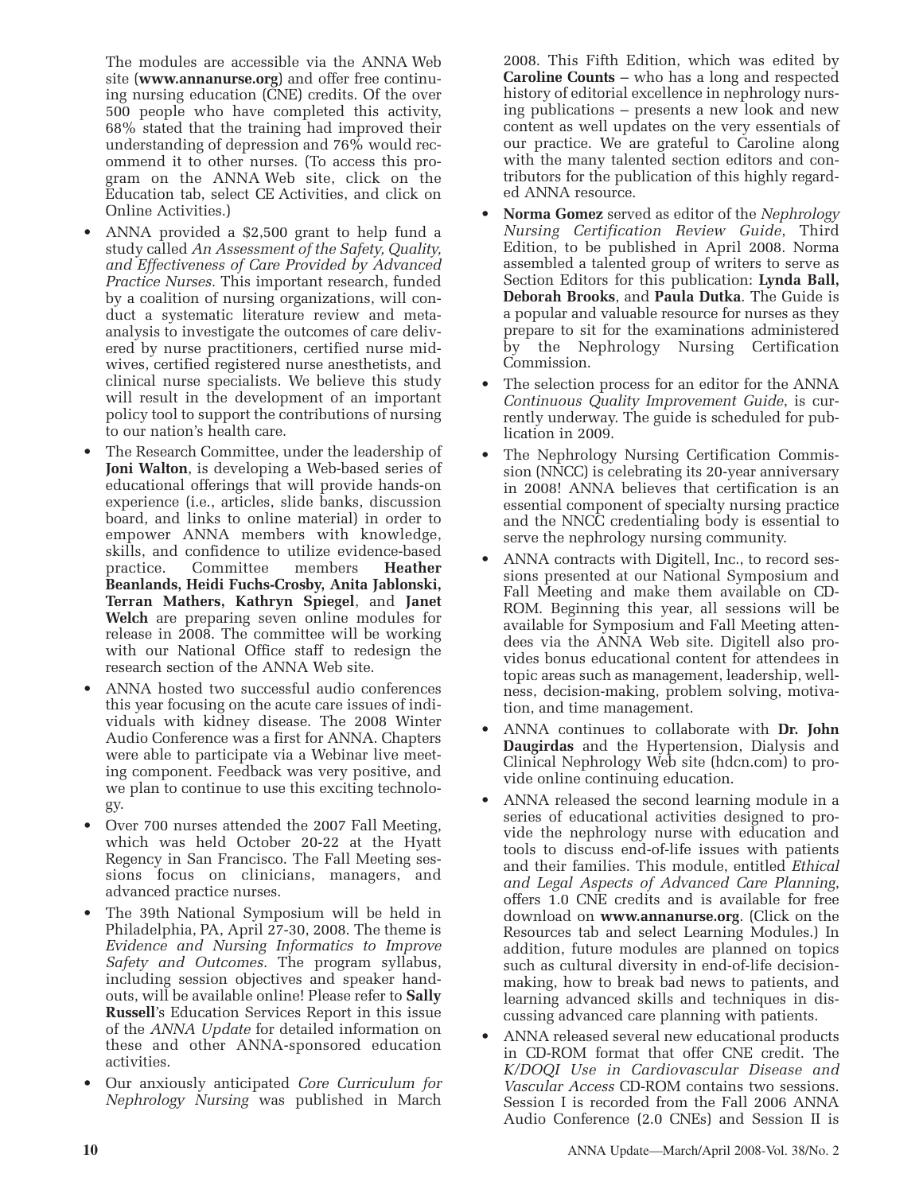The modules are accessible via the ANNA Web site (**www.annanurse.org**) and offer free continuing nursing education (CNE) credits. Of the over 500 people who have completed this activity, 68% stated that the training had improved their understanding of depression and 76% would recommend it to other nurses. (To access this program on the ANNA Web site, click on the Education tab, select CE Activities, and click on Online Activities.)

- ANNA provided a $2,500 grant to help fund a study called *An Assessment of the Safety, Quality, and Effectiveness of Care Provided by Advanced Practice Nurses.* This important research, funded by a coalition of nursing organizations, will conduct a systematic literature review and meta-analysis to investigate the outcomes of care delivered by nurse practitioners, certified nurse midwives, certified registered nurse anesthetists, and clinical nurse specialists. We believe this study will result in the development of an important policy tool to support the contributions of nursing to our nation's health care.
- The Research Committee, under the leadership of **Joni Walton**, is developing a Web-based series of educational offerings that will provide hands-on experience (i.e., articles, slide banks, discussion board, and links to online material) in order to empower ANNA members with knowledge, skills, and confidence to utilize evidence-based practice. Committee members **Heather Beanlands, Heidi Fuchs-Crosby, Anita Jablonski, Terran Mathers, Kathryn Spiegel**, and **Janet Welch** are preparing seven online modules for release in 2008. The committee will be working with our National Office staff to redesign the research section of the ANNA Web site.
- ANNA hosted two successful audio conferences this year focusing on the acute care issues of individuals with kidney disease. The 2008 Winter Audio Conference was a first for ANNA. Chapters were able to participate via a Webinar live meeting component. Feedback was very positive, and we plan to continue to use this exciting technology.
- Over 700 nurses attended the 2007 Fall Meeting, which was held October 20-22 at the Hyatt Regency in San Francisco. The Fall Meeting sessions focus on clinicians, managers, and advanced practice nurses.
- The 39th National Symposium will be held in Philadelphia, PA, April 27-30, 2008. The theme is *Evidence and Nursing Informatics to Improve Safety and Outcomes.* The program syllabus, including session objectives and speaker handouts, will be available online! Please refer to **Sally Russell**'s Education Services Report in this issue of the *ANNA Update* for detailed information on these and other ANNA-sponsored education activities.
- Our anxiously anticipated *Core Curriculum for Nephrology Nursing* was published in March 2008. This Fifth Edition, which was edited by **Caroline Counts** – who has a long and respected history of editorial excellence in nephrology nursing publications – presents a new look and new content as well updates on the very essentials of our practice. We are grateful to Caroline along with the many talented section editors and contributors for the publication of this highly regarded ANNA resource.
- **Norma Gomez** served as editor of the *Nephrology Nursing Certification Review Guide*, Third Edition, to be published in April 2008. Norma assembled a talented group of writers to serve as Section Editors for this publication: **Lynda Ball, Deborah Brooks**, and **Paula Dutka**. The Guide is a popular and valuable resource for nurses as they prepare to sit for the examinations administered by the Nephrology Nursing Certification Commission.
- The selection process for an editor for the ANNA *Continuous Quality Improvement Guide*, is currently underway. The guide is scheduled for publication in 2009.
- The Nephrology Nursing Certification Commission (NNCC) is celebrating its 20-year anniversary in 2008! ANNA believes that certification is an essential component of specialty nursing practice and the NNCC credentialing body is essential to serve the nephrology nursing community.
- ANNA contracts with Digitell, Inc., to record sessions presented at our National Symposium and Fall Meeting and make them available on CD-ROM. Beginning this year, all sessions will be available for Symposium and Fall Meeting attendees via the ANNA Web site. Digitell also provides bonus educational content for attendees in topic areas such as management, leadership, wellness, decision-making, problem solving, motivation, and time management.
- ANNA continues to collaborate with **Dr. John Daugirdas** and the Hypertension, Dialysis and Clinical Nephrology Web site (hdcn.com) to provide online continuing education.
- ANNA released the second learning module in a series of educational activities designed to provide the nephrology nurse with education and tools to discuss end-of-life issues with patients and their families. This module, entitled *Ethical and Legal Aspects of Advanced Care Planning*, offers 1.0 CNE credits and is available for free download on **www.annanurse.org**. (Click on the Resources tab and select Learning Modules.) In addition, future modules are planned on topics such as cultural diversity in end-of-life decision-making, how to break bad news to patients, and learning advanced skills and techniques in discussing advanced care planning with patients.
- ANNA released several new educational products in CD-ROM format that offer CNE credit. The *K/DOQI Use in Cardiovascular Disease and Vascular Access* CD-ROM contains two sessions. Session I is recorded from the Fall 2006 ANNA Audio Conference (2.0 CNEs) and Session II is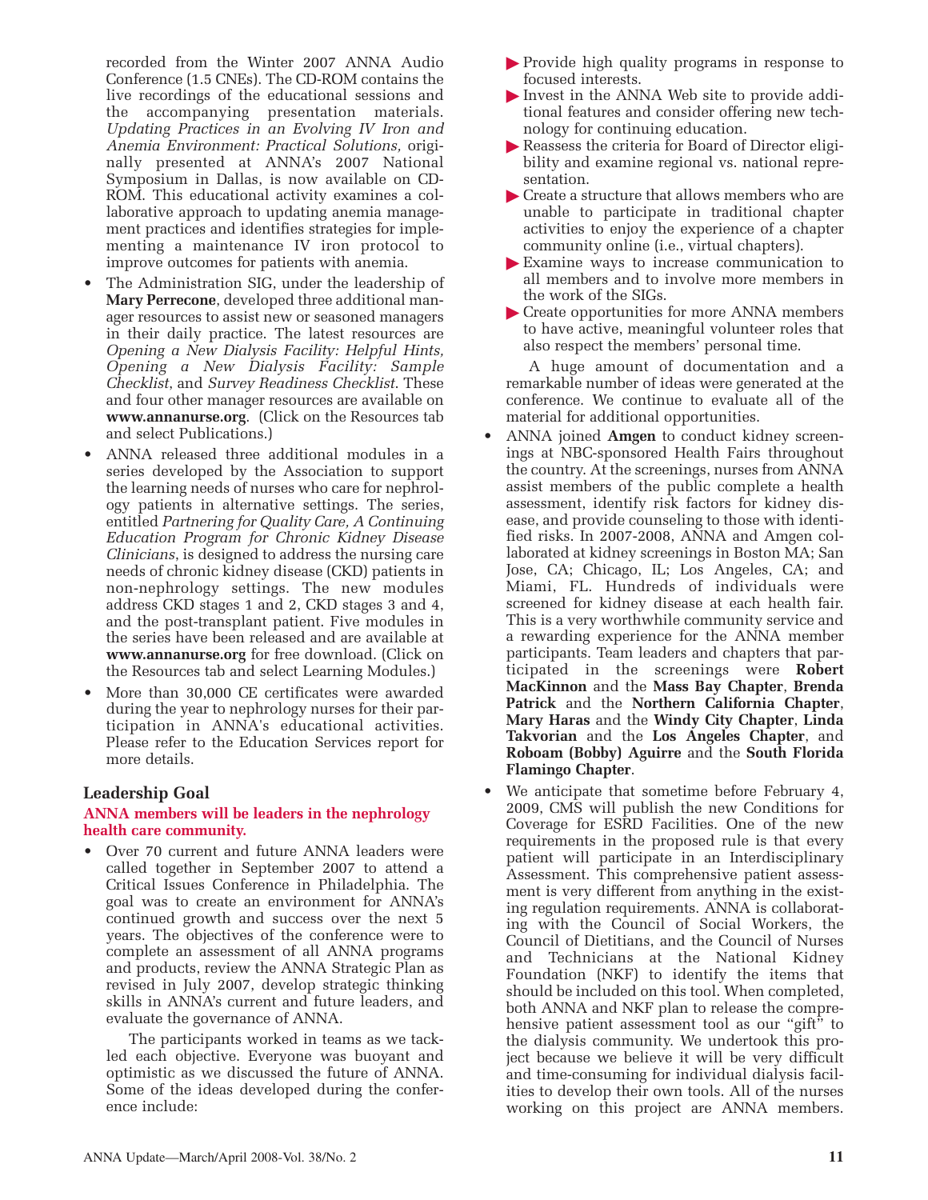recorded from the Winter 2007 ANNA Audio Conference (1.5 CNEs). The CD-ROM contains the live recordings of the educational sessions and the accompanying presentation materials. *Updating Practices in an Evolving IV Iron and Anemia Environment: Practical Solutions,* originally presented at ANNA's 2007 National Symposium in Dallas, is now available on CD-ROM. This educational activity examines a collaborative approach to updating anemia management practices and identifies strategies for implementing a maintenance IV iron protocol to improve outcomes for patients with anemia.

- The Administration SIG, under the leadership of **Mary Perrecone**, developed three additional manager resources to assist new or seasoned managers in their daily practice. The latest resources are *Opening a New Dialysis Facility: Helpful Hints, Opening a New Dialysis Facility: Sample Checklist*, and *Survey Readiness Checklist*. These and four other manager resources are available on **www.annanurse.org**. (Click on the Resources tab and select Publications.)
- ANNA released three additional modules in a series developed by the Association to support the learning needs of nurses who care for nephrology patients in alternative settings. The series, entitled *Partnering for Quality Care, A Continuing Education Program for Chronic Kidney Disease Clinicians*, is designed to address the nursing care needs of chronic kidney disease (CKD) patients in non-nephrology settings. The new modules address CKD stages 1 and 2, CKD stages 3 and 4, and the post-transplant patient. Five modules in the series have been released and are available at **www.annanurse.org** for free download. (Click on the Resources tab and select Learning Modules.)
- More than 30,000 CE certificates were awarded during the year to nephrology nurses for their participation in ANNA's educational activities. Please refer to the Education Services report for more details.

## Leadership Goal

**ANNA members will be leaders in the nephrology health care community.**

- Over 70 current and future ANNA leaders were called together in September 2007 to attend a Critical Issues Conference in Philadelphia. The goal was to create an environment for ANNA's continued growth and success over the next 5 years. The objectives of the conference were to complete an assessment of all ANNA programs and products, review the ANNA Strategic Plan as revised in July 2007, develop strategic thinking skills in ANNA's current and future leaders, and evaluate the governance of ANNA.

  The participants worked in teams as we tackled each objective. Everyone was buoyant and optimistic as we discussed the future of ANNA. Some of the ideas developed during the conference include:

  - Provide high quality programs in response to focused interests.
  - Invest in the ANNA Web site to provide additional features and consider offering new technology for continuing education.
  - Reassess the criteria for Board of Director eligibility and examine regional vs. national representation.
  - Create a structure that allows members who are unable to participate in traditional chapter activities to enjoy the experience of a chapter community online (i.e., virtual chapters).
  - Examine ways to increase communication to all members and to involve more members in the work of the SIGs.
  - Create opportunities for more ANNA members to have active, meaningful volunteer roles that also respect the members' personal time.

  A huge amount of documentation and a remarkable number of ideas were generated at the conference. We continue to evaluate all of the material for additional opportunities.

- ANNA joined **Amgen** to conduct kidney screenings at NBC-sponsored Health Fairs throughout the country. At the screenings, nurses from ANNA assist members of the public complete a health assessment, identify risk factors for kidney disease, and provide counseling to those with identified risks. In 2007-2008, ANNA and Amgen collaborated at kidney screenings in Boston MA; San Jose, CA; Chicago, IL; Los Angeles, CA; and Miami, FL. Hundreds of individuals were screened for kidney disease at each health fair. This is a very worthwhile community service and a rewarding experience for the ANNA member participants. Team leaders and chapters that participated in the screenings were **Robert MacKinnon** and the **Mass Bay Chapter**, **Brenda Patrick** and the **Northern California Chapter**, **Mary Haras** and the **Windy City Chapter**, **Linda Takvorian** and the **Los Angeles Chapter**, and **Roboam (Bobby) Aguirre** and the **South Florida Flamingo Chapter**.
- We anticipate that sometime before February 4, 2009, CMS will publish the new Conditions for Coverage for ESRD Facilities. One of the new requirements in the proposed rule is that every patient will participate in an Interdisciplinary Assessment. This comprehensive patient assessment is very different from anything in the existing regulation requirements. ANNA is collaborating with the Council of Social Workers, the Council of Dietitians, and the Council of Nurses and Technicians at the National Kidney Foundation (NKF) to identify the items that should be included on this tool. When completed, both ANNA and NKF plan to release the comprehensive patient assessment tool as our "gift" to the dialysis community. We undertook this project because we believe it will be very difficult and time-consuming for individual dialysis facilities to develop their own tools. All of the nurses working on this project are ANNA members.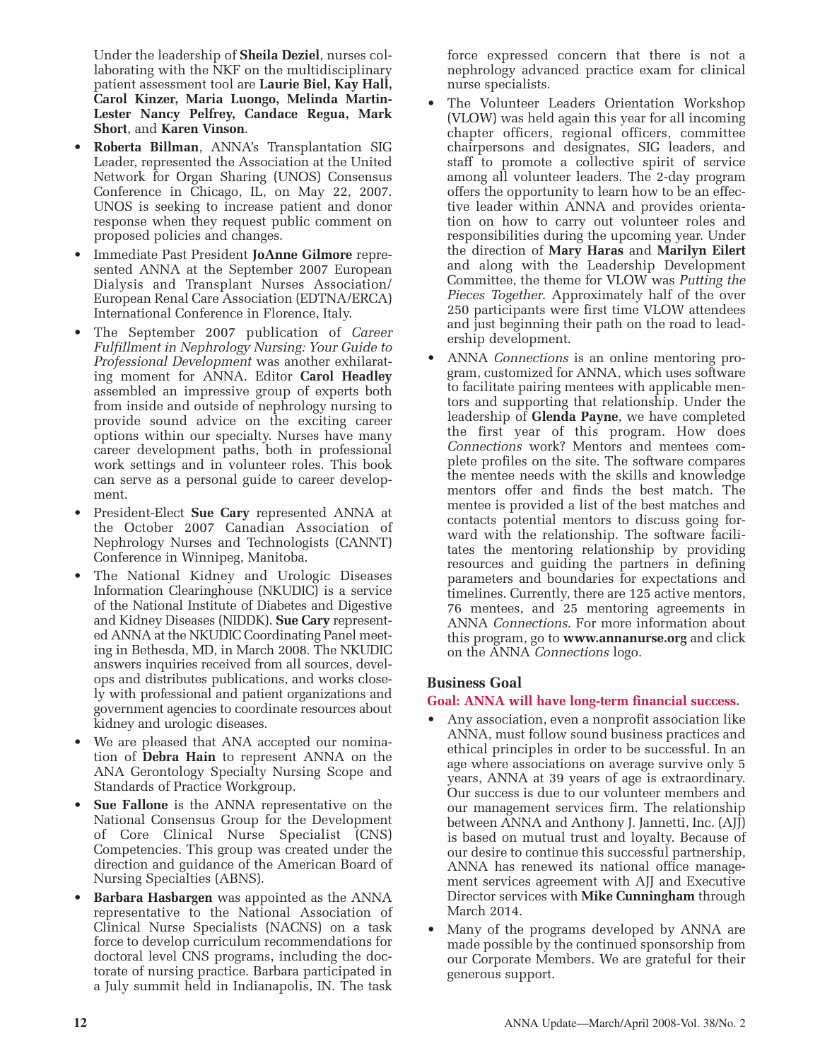Under the leadership of **Sheila Deziel**, nurses collaborating with the NKF on the multidisciplinary patient assessment tool are **Laurie Biel, Kay Hall, Carol Kinzer, Maria Luongo, Melinda Martin-Lester Nancy Pelfrey, Candace Regua, Mark Short**, and **Karen Vinson**.

- **Roberta Billman**, ANNA's Transplantation SIG Leader, represented the Association at the United Network for Organ Sharing (UNOS) Consensus Conference in Chicago, IL, on May 22, 2007. UNOS is seeking to increase patient and donor response when they request public comment on proposed policies and changes.
- Immediate Past President **JoAnne Gilmore** represented ANNA at the September 2007 European Dialysis and Transplant Nurses Association/European Renal Care Association (EDTNA/ERCA) International Conference in Florence, Italy.
- The September 2007 publication of *Career Fulfillment in Nephrology Nursing: Your Guide to Professional Development* was another exhilarating moment for ANNA. Editor **Carol Headley** assembled an impressive group of experts both from inside and outside of nephrology nursing to provide sound advice on the exciting career options within our specialty. Nurses have many career development paths, both in professional work settings and in volunteer roles. This book can serve as a personal guide to career development.
- President-Elect **Sue Cary** represented ANNA at the October 2007 Canadian Association of Nephrology Nurses and Technologists (CANNT) Conference in Winnipeg, Manitoba.
- The National Kidney and Urologic Diseases Information Clearinghouse (NKUDIC) is a service of the National Institute of Diabetes and Digestive and Kidney Diseases (NIDDK). **Sue Cary** represented ANNA at the NKUDIC Coordinating Panel meeting in Bethesda, MD, in March 2008. The NKUDIC answers inquiries received from all sources, develops and distributes publications, and works closely with professional and patient organizations and government agencies to coordinate resources about kidney and urologic diseases.
- We are pleased that ANA accepted our nomination of **Debra Hain** to represent ANNA on the ANA Gerontology Specialty Nursing Scope and Standards of Practice Workgroup.
- **Sue Fallone** is the ANNA representative on the National Consensus Group for the Development of Core Clinical Nurse Specialist (CNS) Competencies. This group was created under the direction and guidance of the American Board of Nursing Specialties (ABNS).
- **Barbara Hasbargen** was appointed as the ANNA representative to the National Association of Clinical Nurse Specialists (NACNS) on a task force to develop curriculum recommendations for doctoral level CNS programs, including the doctorate of nursing practice. Barbara participated in a July summit held in Indianapolis, IN. The task force expressed concern that there is not a nephrology advanced practice exam for clinical nurse specialists.
- The Volunteer Leaders Orientation Workshop (VLOW) was held again this year for all incoming chapter officers, regional officers, committee chairpersons and designates, SIG leaders, and staff to promote a collective spirit of service among all volunteer leaders. The 2-day program offers the opportunity to learn how to be an effective leader within ANNA and provides orientation on how to carry out volunteer roles and responsibilities during the upcoming year. Under the direction of **Mary Haras** and **Marilyn Eilert** and along with the Leadership Development Committee, the theme for VLOW was *Putting the Pieces Together*. Approximately half of the over 250 participants were first time VLOW attendees and just beginning their path on the road to leadership development.
- ANNA *Connections* is an online mentoring program, customized for ANNA, which uses software to facilitate pairing mentees with applicable mentors and supporting that relationship. Under the leadership of **Glenda Payne**, we have completed the first year of this program. How does *Connections* work? Mentors and mentees complete profiles on the site. The software compares the mentee needs with the skills and knowledge mentors offer and finds the best match. The mentee is provided a list of the best matches and contacts potential mentors to discuss going forward with the relationship. The software facilitates the mentoring relationship by providing resources and guiding the partners in defining parameters and boundaries for expectations and timelines. Currently, there are 125 active mentors, 76 mentees, and 25 mentoring agreements in ANNA *Connections*. For more information about this program, go to **www.annanurse.org** and click on the ANNA *Connections* logo.

## Business Goal

**Goal: ANNA will have long-term financial success.**

- Any association, even a nonprofit association like ANNA, must follow sound business practices and ethical principles in order to be successful. In an age where associations on average survive only 5 years, ANNA at 39 years of age is extraordinary. Our success is due to our volunteer members and our management services firm. The relationship between ANNA and Anthony J. Jannetti, Inc. (AJJ) is based on mutual trust and loyalty. Because of our desire to continue this successful partnership, ANNA has renewed its national office management services agreement with AJJ and Executive Director services with **Mike Cunningham** through March 2014.
- Many of the programs developed by ANNA are made possible by the continued sponsorship from our Corporate Members. We are grateful for their generous support.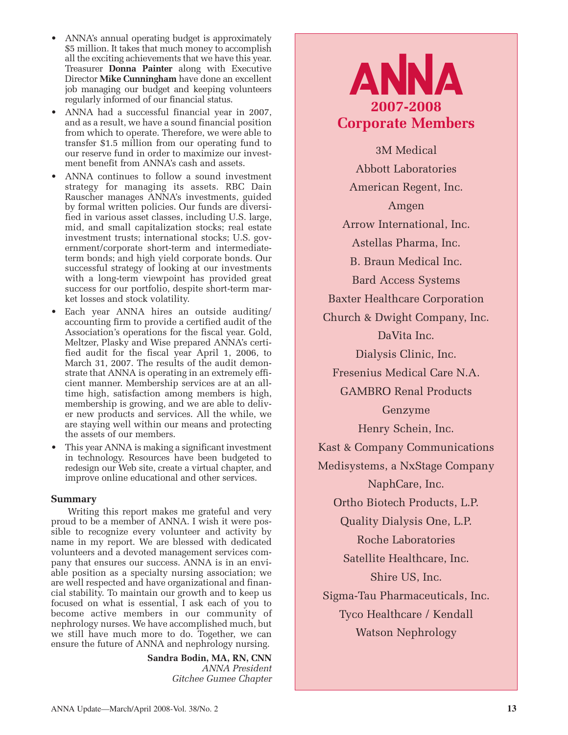- ANNA's annual operating budget is approximately $5 million. It takes that much money to accomplish all the exciting achievements that we have this year. Treasurer **Donna Painter** along with Executive Director **Mike Cunningham** have done an excellent job managing our budget and keeping volunteers regularly informed of our financial status.
- ANNA had a successful financial year in 2007, and as a result, we have a sound financial position from which to operate. Therefore, we were able to transfer $1.5 million from our operating fund to our reserve fund in order to maximize our investment benefit from ANNA's cash and assets.
- ANNA continues to follow a sound investment strategy for managing its assets. RBC Dain Rauscher manages ANNA's investments, guided by formal written policies. Our funds are diversified in various asset classes, including U.S. large, mid, and small capitalization stocks; real estate investment trusts; international stocks; U.S. government/corporate short-term and intermediate-term bonds; and high yield corporate bonds. Our successful strategy of looking at our investments with a long-term viewpoint has provided great success for our portfolio, despite short-term market losses and stock volatility.
- Each year ANNA hires an outside auditing/accounting firm to provide a certified audit of the Association's operations for the fiscal year. Gold, Meltzer, Plasky and Wise prepared ANNA's certified audit for the fiscal year April 1, 2006, to March 31, 2007. The results of the audit demonstrate that ANNA is operating in an extremely efficient manner. Membership services are at an all-time high, satisfaction among members is high, membership is growing, and we are able to deliver new products and services. All the while, we are staying well within our means and protecting the assets of our members.
- This year ANNA is making a significant investment in technology. Resources have been budgeted to redesign our Web site, create a virtual chapter, and improve online educational and other services.

### Summary

Writing this report makes me grateful and very proud to be a member of ANNA. I wish it were possible to recognize every volunteer and activity by name in my report. We are blessed with dedicated volunteers and a devoted management services company that ensures our success. ANNA is in an enviable position as a specialty nursing association; we are well respected and have organizational and financial stability. To maintain our growth and to keep us focused on what is essential, I ask each of you to become active members in our community of nephrology nurses. We have accomplished much, but we still have much more to do. Together, we can ensure the future of ANNA and nephrology nursing.

**Sandra Bodin, MA, RN, CNN**
*ANNA President*
*Gitchee Gumee Chapter*

## ANNA 2007-2008 Corporate Members

3M Medical
Abbott Laboratories
American Regent, Inc.
Amgen
Arrow International, Inc.
Astellas Pharma, Inc.
B. Braun Medical Inc.
Bard Access Systems
Baxter Healthcare Corporation
Church & Dwight Company, Inc.
DaVita Inc.
Dialysis Clinic, Inc.
Fresenius Medical Care N.A.
GAMBRO Renal Products
Genzyme
Henry Schein, Inc.
Kast & Company Communications
Medisystems, a NxStage Company
NaphCare, Inc.
Ortho Biotech Products, L.P.
Quality Dialysis One, L.P.
Roche Laboratories
Satellite Healthcare, Inc.
Shire US, Inc.
Sigma-Tau Pharmaceuticals, Inc.
Tyco Healthcare / Kendall
Watson Nephrology